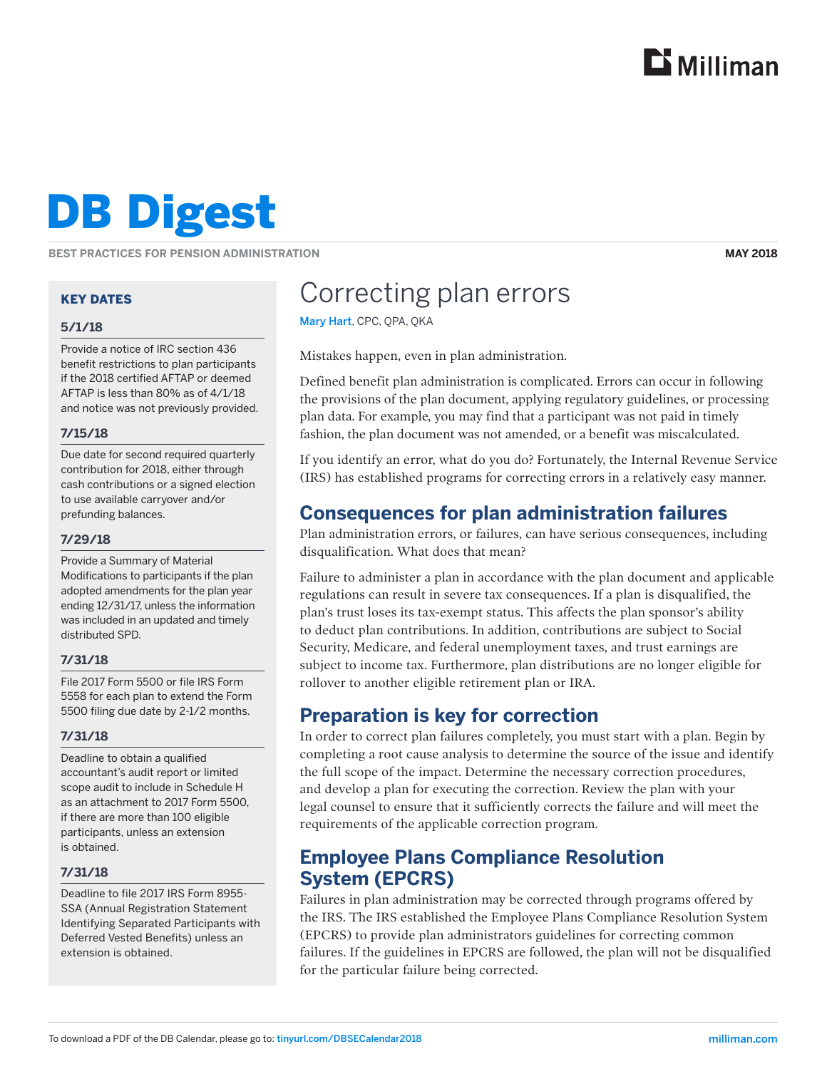# DB Digest

BEST PRACTICES FOR PENSION ADMINISTRATION

MAY 2018

## Correcting plan errors

Mary Hart, CPC, QPA, QKA

Mistakes happen, even in plan administration.

Defined benefit plan administration is complicated. Errors can occur in following the provisions of the plan document, applying regulatory guidelines, or processing plan data. For example, you may find that a participant was not paid in timely fashion, the plan document was not amended, or a benefit was miscalculated.

If you identify an error, what do you do? Fortunately, the Internal Revenue Service (IRS) has established programs for correcting errors in a relatively easy manner.

### Consequences for plan administration failures

Plan administration errors, or failures, can have serious consequences, including disqualification. What does that mean?

Failure to administer a plan in accordance with the plan document and applicable regulations can result in severe tax consequences. If a plan is disqualified, the plan's trust loses its tax-exempt status. This affects the plan sponsor's ability to deduct plan contributions. In addition, contributions are subject to Social Security, Medicare, and federal unemployment taxes, and trust earnings are subject to income tax. Furthermore, plan distributions are no longer eligible for rollover to another eligible retirement plan or IRA.

### Preparation is key for correction

In order to correct plan failures completely, you must start with a plan. Begin by completing a root cause analysis to determine the source of the issue and identify the full scope of the impact. Determine the necessary correction procedures, and develop a plan for executing the correction. Review the plan with your legal counsel to ensure that it sufficiently corrects the failure and will meet the requirements of the applicable correction program.

### Employee Plans Compliance Resolution System (EPCRS)

Failures in plan administration may be corrected through programs offered by the IRS. The IRS established the Employee Plans Compliance Resolution System (EPCRS) to provide plan administrators guidelines for correcting common failures. If the guidelines in EPCRS are followed, the plan will not be disqualified for the particular failure being corrected.

---

**KEY DATES**

**5/1/18**

Provide a notice of IRC section 436 benefit restrictions to plan participants if the 2018 certified AFTAP or deemed AFTAP is less than 80% as of 4/1/18 and notice was not previously provided.

**7/15/18**

Due date for second required quarterly contribution for 2018, either through cash contributions or a signed election to use available carryover and/or prefunding balances.

**7/29/18**

Provide a Summary of Material Modifications to participants if the plan adopted amendments for the plan year ending 12/31/17, unless the information was included in an updated and timely distributed SPD.

**7/31/18**

File 2017 Form 5500 or file IRS Form 5558 for each plan to extend the Form 5500 filing due date by 2-1/2 months.

**7/31/18**

Deadline to obtain a qualified accountant's audit report or limited scope audit to include in Schedule H as an attachment to 2017 Form 5500, if there are more than 100 eligible participants, unless an extension is obtained.

**7/31/18**

Deadline to file 2017 IRS Form 8955-SSA (Annual Registration Statement Identifying Separated Participants with Deferred Vested Benefits) unless an extension is obtained.

To download a PDF of the DB Calendar, please go to: tinyurl.com/DBSECalendar2018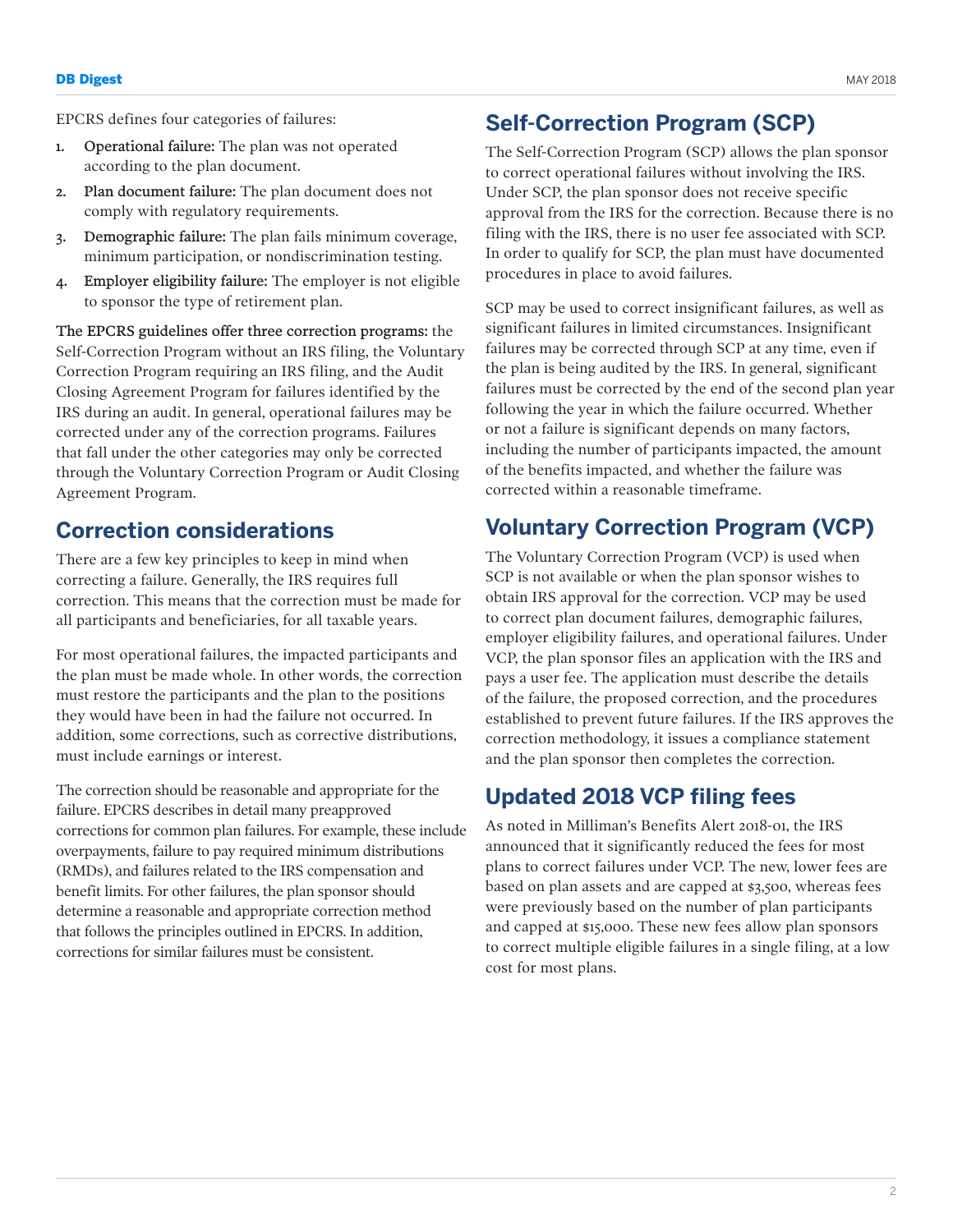EPCRS defines four categories of failures:

1. **Operational failure:** The plan was not operated according to the plan document.
2. **Plan document failure:** The plan document does not comply with regulatory requirements.
3. **Demographic failure:** The plan fails minimum coverage, minimum participation, or nondiscrimination testing.
4. **Employer eligibility failure:** The employer is not eligible to sponsor the type of retirement plan.

**The EPCRS guidelines offer three correction programs:** the Self-Correction Program without an IRS filing, the Voluntary Correction Program requiring an IRS filing, and the Audit Closing Agreement Program for failures identified by the IRS during an audit. In general, operational failures may be corrected under any of the correction programs. Failures that fall under the other categories may only be corrected through the Voluntary Correction Program or Audit Closing Agreement Program.

## Correction considerations

There are a few key principles to keep in mind when correcting a failure. Generally, the IRS requires full correction. This means that the correction must be made for all participants and beneficiaries, for all taxable years.

For most operational failures, the impacted participants and the plan must be made whole. In other words, the correction must restore the participants and the plan to the positions they would have been in had the failure not occurred. In addition, some corrections, such as corrective distributions, must include earnings or interest.

The correction should be reasonable and appropriate for the failure. EPCRS describes in detail many preapproved corrections for common plan failures. For example, these include overpayments, failure to pay required minimum distributions (RMDs), and failures related to the IRS compensation and benefit limits. For other failures, the plan sponsor should determine a reasonable and appropriate correction method that follows the principles outlined in EPCRS. In addition, corrections for similar failures must be consistent.

## Self-Correction Program (SCP)

The Self-Correction Program (SCP) allows the plan sponsor to correct operational failures without involving the IRS. Under SCP, the plan sponsor does not receive specific approval from the IRS for the correction. Because there is no filing with the IRS, there is no user fee associated with SCP. In order to qualify for SCP, the plan must have documented procedures in place to avoid failures.

SCP may be used to correct insignificant failures, as well as significant failures in limited circumstances. Insignificant failures may be corrected through SCP at any time, even if the plan is being audited by the IRS. In general, significant failures must be corrected by the end of the second plan year following the year in which the failure occurred. Whether or not a failure is significant depends on many factors, including the number of participants impacted, the amount of the benefits impacted, and whether the failure was corrected within a reasonable timeframe.

## Voluntary Correction Program (VCP)

The Voluntary Correction Program (VCP) is used when SCP is not available or when the plan sponsor wishes to obtain IRS approval for the correction. VCP may be used to correct plan document failures, demographic failures, employer eligibility failures, and operational failures. Under VCP, the plan sponsor files an application with the IRS and pays a user fee. The application must describe the details of the failure, the proposed correction, and the procedures established to prevent future failures. If the IRS approves the correction methodology, it issues a compliance statement and the plan sponsor then completes the correction.

## Updated 2018 VCP filing fees

As noted in Milliman's Benefits Alert 2018-01, the IRS announced that it significantly reduced the fees for most plans to correct failures under VCP. The new, lower fees are based on plan assets and are capped at $3,500, whereas fees were previously based on the number of plan participants and capped at $15,000. These new fees allow plan sponsors to correct multiple eligible failures in a single filing, at a low cost for most plans.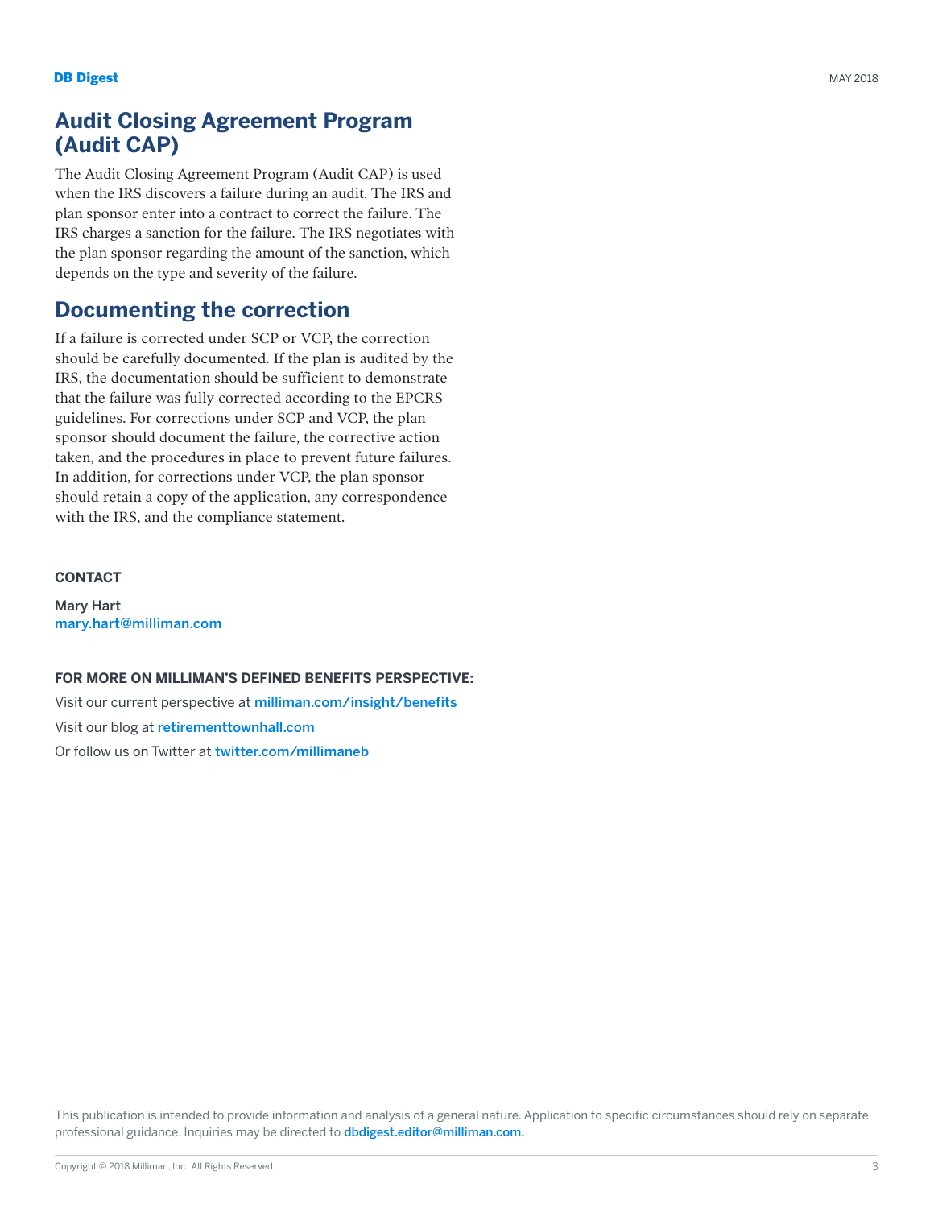## Audit Closing Agreement Program (Audit CAP)

The Audit Closing Agreement Program (Audit CAP) is used when the IRS discovers a failure during an audit. The IRS and plan sponsor enter into a contract to correct the failure. The IRS charges a sanction for the failure. The IRS negotiates with the plan sponsor regarding the amount of the sanction, which depends on the type and severity of the failure.

## Documenting the correction

If a failure is corrected under SCP or VCP, the correction should be carefully documented. If the plan is audited by the IRS, the documentation should be sufficient to demonstrate that the failure was fully corrected according to the EPCRS guidelines. For corrections under SCP and VCP, the plan sponsor should document the failure, the corrective action taken, and the procedures in place to prevent future failures. In addition, for corrections under VCP, the plan sponsor should retain a copy of the application, any correspondence with the IRS, and the compliance statement.

---

**CONTACT**

Mary Hart
mary.hart@milliman.com

**FOR MORE ON MILLIMAN'S DEFINED BENEFITS PERSPECTIVE:**

Visit our current perspective at **milliman.com/insight/benefits**

Visit our blog at **retirementtownhall.com**

Or follow us on Twitter at **twitter.com/millimaneb**

This publication is intended to provide information and analysis of a general nature. Application to specific circumstances should rely on separate professional guidance. Inquiries may be directed to **dbdigest.editor@milliman.com.**

Copyright © 2018 Milliman, Inc. All Rights Reserved.